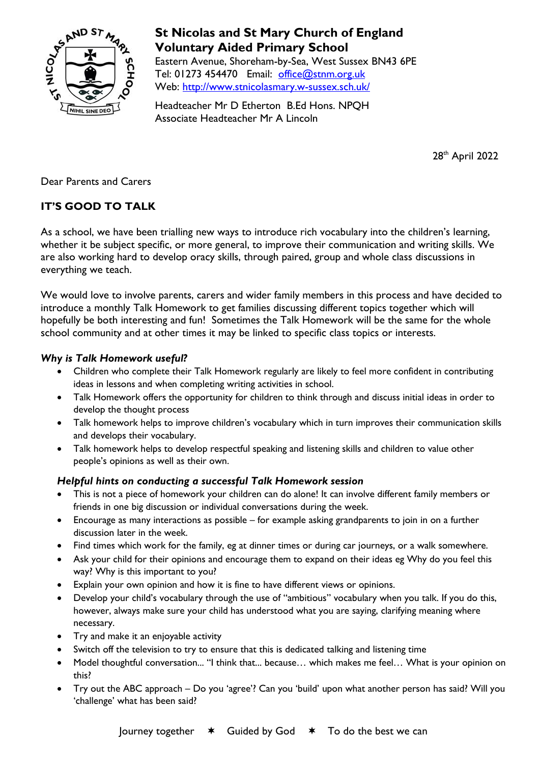# St Nicolas and St Mary Church of England Voluntary Aided Primary School

Eastern Avenue, Shoreham-by-Sea, West Sussex BN43 6PE
Tel: 01273 454470 Email: office@stnm.org.uk
Web: http://www.stnicolasmary.w-sussex.sch.uk/

Headteacher Mr D Etherton B.Ed Hons. NPQH
Associate Headteacher Mr A Lincoln

28th April 2022

Dear Parents and Carers

## IT'S GOOD TO TALK

As a school, we have been trialling new ways to introduce rich vocabulary into the children's learning, whether it be subject specific, or more general, to improve their communication and writing skills. We are also working hard to develop oracy skills, through paired, group and whole class discussions in everything we teach.

We would love to involve parents, carers and wider family members in this process and have decided to introduce a monthly Talk Homework to get families discussing different topics together which will hopefully be both interesting and fun! Sometimes the Talk Homework will be the same for the whole school community and at other times it may be linked to specific class topics or interests.

***Why is Talk Homework useful?***

- Children who complete their Talk Homework regularly are likely to feel more confident in contributing ideas in lessons and when completing writing activities in school.
- Talk Homework offers the opportunity for children to think through and discuss initial ideas in order to develop the thought process
- Talk homework helps to improve children's vocabulary which in turn improves their communication skills and develops their vocabulary.
- Talk homework helps to develop respectful speaking and listening skills and children to value other people's opinions as well as their own.

***Helpful hints on conducting a successful Talk Homework session***

- This is not a piece of homework your children can do alone! It can involve different family members or friends in one big discussion or individual conversations during the week.
- Encourage as many interactions as possible – for example asking grandparents to join in on a further discussion later in the week.
- Find times which work for the family, eg at dinner times or during car journeys, or a walk somewhere.
- Ask your child for their opinions and encourage them to expand on their ideas eg Why do you feel this way? Why is this important to you?
- Explain your own opinion and how it is fine to have different views or opinions.
- Develop your child's vocabulary through the use of "ambitious" vocabulary when you talk. If you do this, however, always make sure your child has understood what you are saying, clarifying meaning where necessary.
- Try and make it an enjoyable activity
- Switch off the television to try to ensure that this is dedicated talking and listening time
- Model thoughtful conversation... "I think that... because… which makes me feel… What is your opinion on this?
- Try out the ABC approach – Do you 'agree'? Can you 'build' upon what another person has said? Will you 'challenge' what has been said?

Journey together ✶ Guided by God ✶ To do the best we can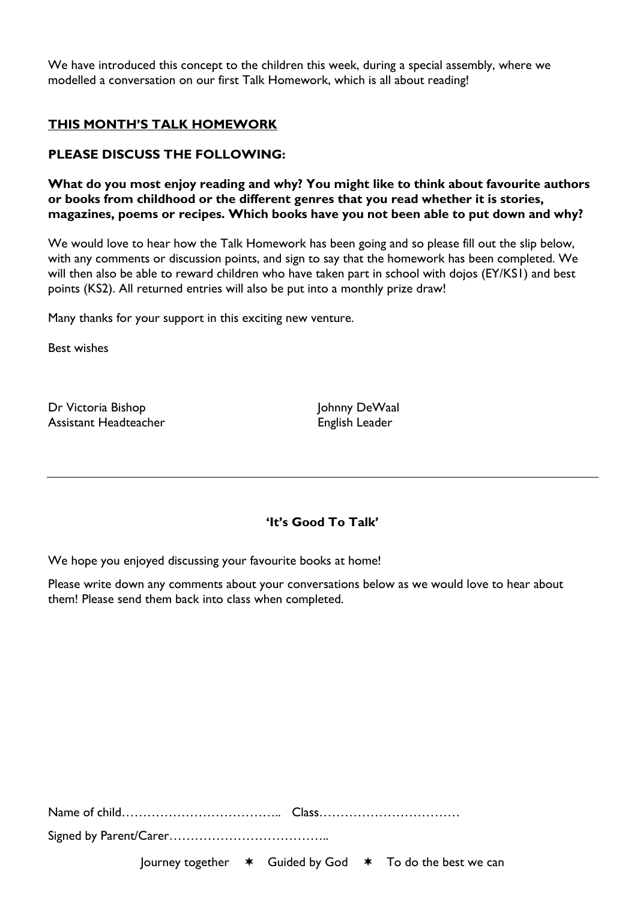We have introduced this concept to the children this week, during a special assembly, where we modelled a conversation on our first Talk Homework, which is all about reading!

## THIS MONTH'S TALK HOMEWORK

### PLEASE DISCUSS THE FOLLOWING:

**What do you most enjoy reading and why? You might like to think about favourite authors or books from childhood or the different genres that you read whether it is stories, magazines, poems or recipes. Which books have you not been able to put down and why?**

We would love to hear how the Talk Homework has been going and so please fill out the slip below, with any comments or discussion points, and sign to say that the homework has been completed. We will then also be able to reward children who have taken part in school with dojos (EY/KS1) and best points (KS2). All returned entries will also be put into a monthly prize draw!

Many thanks for your support in this exciting new venture.

Best wishes

Dr Victoria Bishop
Assistant Headteacher

Johnny DeWaal
English Leader

---

**'It's Good To Talk'**

We hope you enjoyed discussing your favourite books at home!

Please write down any comments about your conversations below as we would love to hear about them! Please send them back into class when completed.

Name of child……………………………….. Class……………………………

Signed by Parent/Carer………………………………..

Journey together ✶ Guided by God ✶ To do the best we can